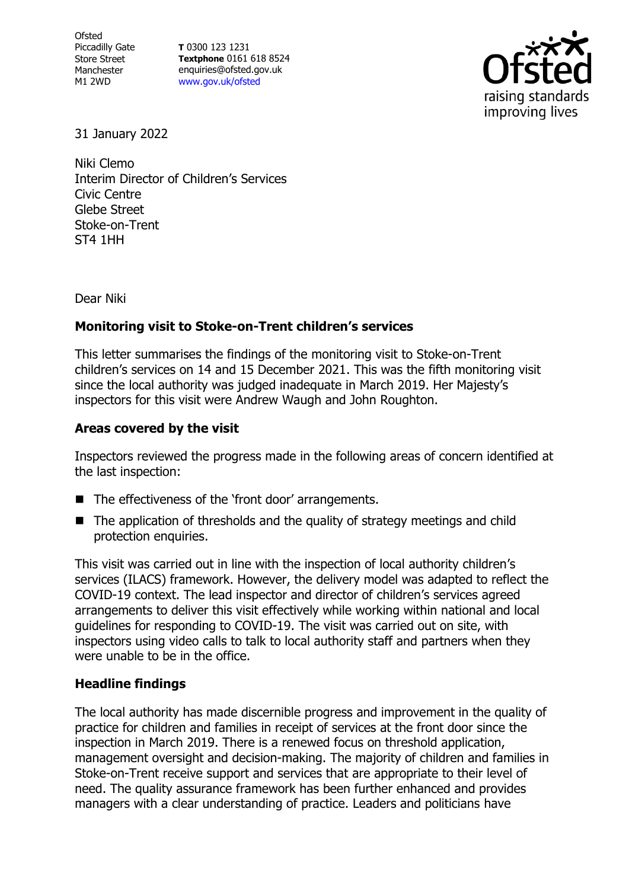Ofsted
Piccadilly Gate
Store Street
Manchester
M1 2WD

**T** 0300 123 1231
**Textphone** 0161 618 8524
enquiries@ofsted.gov.uk
www.gov.uk/ofsted

31 January 2022

Niki Clemo
Interim Director of Children's Services
Civic Centre
Glebe Street
Stoke-on-Trent
ST4 1HH

Dear Niki

**Monitoring visit to Stoke-on-Trent children's services**

This letter summarises the findings of the monitoring visit to Stoke-on-Trent children's services on 14 and 15 December 2021. This was the fifth monitoring visit since the local authority was judged inadequate in March 2019. Her Majesty's inspectors for this visit were Andrew Waugh and John Roughton.

## Areas covered by the visit

Inspectors reviewed the progress made in the following areas of concern identified at the last inspection:

- The effectiveness of the 'front door' arrangements.
- The application of thresholds and the quality of strategy meetings and child protection enquiries.

This visit was carried out in line with the inspection of local authority children's services (ILACS) framework. However, the delivery model was adapted to reflect the COVID-19 context. The lead inspector and director of children's services agreed arrangements to deliver this visit effectively while working within national and local guidelines for responding to COVID-19. The visit was carried out on site, with inspectors using video calls to talk to local authority staff and partners when they were unable to be in the office.

## Headline findings

The local authority has made discernible progress and improvement in the quality of practice for children and families in receipt of services at the front door since the inspection in March 2019. There is a renewed focus on threshold application, management oversight and decision-making. The majority of children and families in Stoke-on-Trent receive support and services that are appropriate to their level of need. The quality assurance framework has been further enhanced and provides managers with a clear understanding of practice. Leaders and politicians have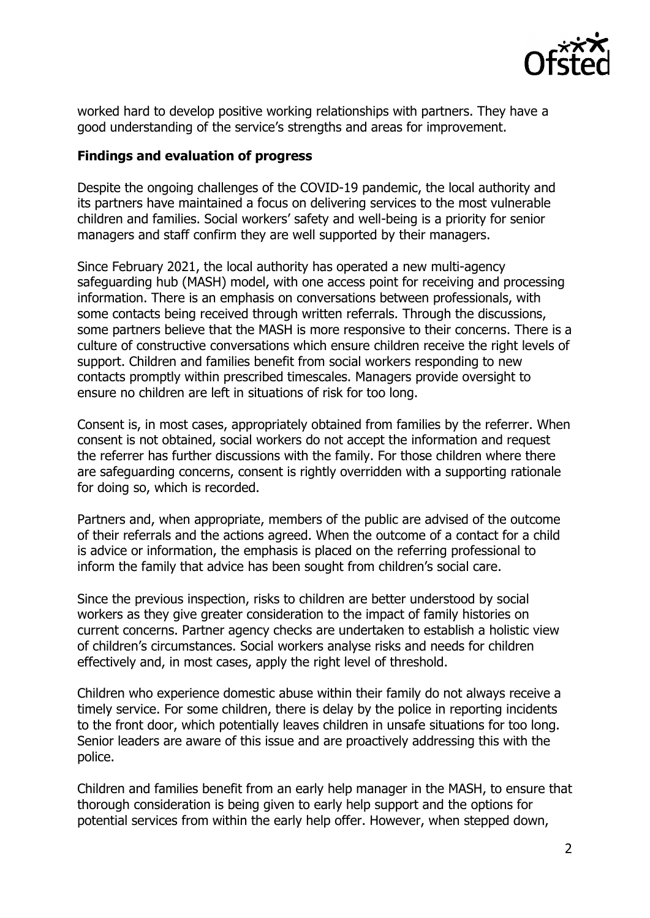worked hard to develop positive working relationships with partners. They have a good understanding of the service's strengths and areas for improvement.

## Findings and evaluation of progress

Despite the ongoing challenges of the COVID-19 pandemic, the local authority and its partners have maintained a focus on delivering services to the most vulnerable children and families. Social workers' safety and well-being is a priority for senior managers and staff confirm they are well supported by their managers.

Since February 2021, the local authority has operated a new multi-agency safeguarding hub (MASH) model, with one access point for receiving and processing information. There is an emphasis on conversations between professionals, with some contacts being received through written referrals. Through the discussions, some partners believe that the MASH is more responsive to their concerns. There is a culture of constructive conversations which ensure children receive the right levels of support. Children and families benefit from social workers responding to new contacts promptly within prescribed timescales. Managers provide oversight to ensure no children are left in situations of risk for too long.

Consent is, in most cases, appropriately obtained from families by the referrer. When consent is not obtained, social workers do not accept the information and request the referrer has further discussions with the family. For those children where there are safeguarding concerns, consent is rightly overridden with a supporting rationale for doing so, which is recorded.

Partners and, when appropriate, members of the public are advised of the outcome of their referrals and the actions agreed. When the outcome of a contact for a child is advice or information, the emphasis is placed on the referring professional to inform the family that advice has been sought from children's social care.

Since the previous inspection, risks to children are better understood by social workers as they give greater consideration to the impact of family histories on current concerns. Partner agency checks are undertaken to establish a holistic view of children's circumstances. Social workers analyse risks and needs for children effectively and, in most cases, apply the right level of threshold.

Children who experience domestic abuse within their family do not always receive a timely service. For some children, there is delay by the police in reporting incidents to the front door, which potentially leaves children in unsafe situations for too long. Senior leaders are aware of this issue and are proactively addressing this with the police.

Children and families benefit from an early help manager in the MASH, to ensure that thorough consideration is being given to early help support and the options for potential services from within the early help offer. However, when stepped down,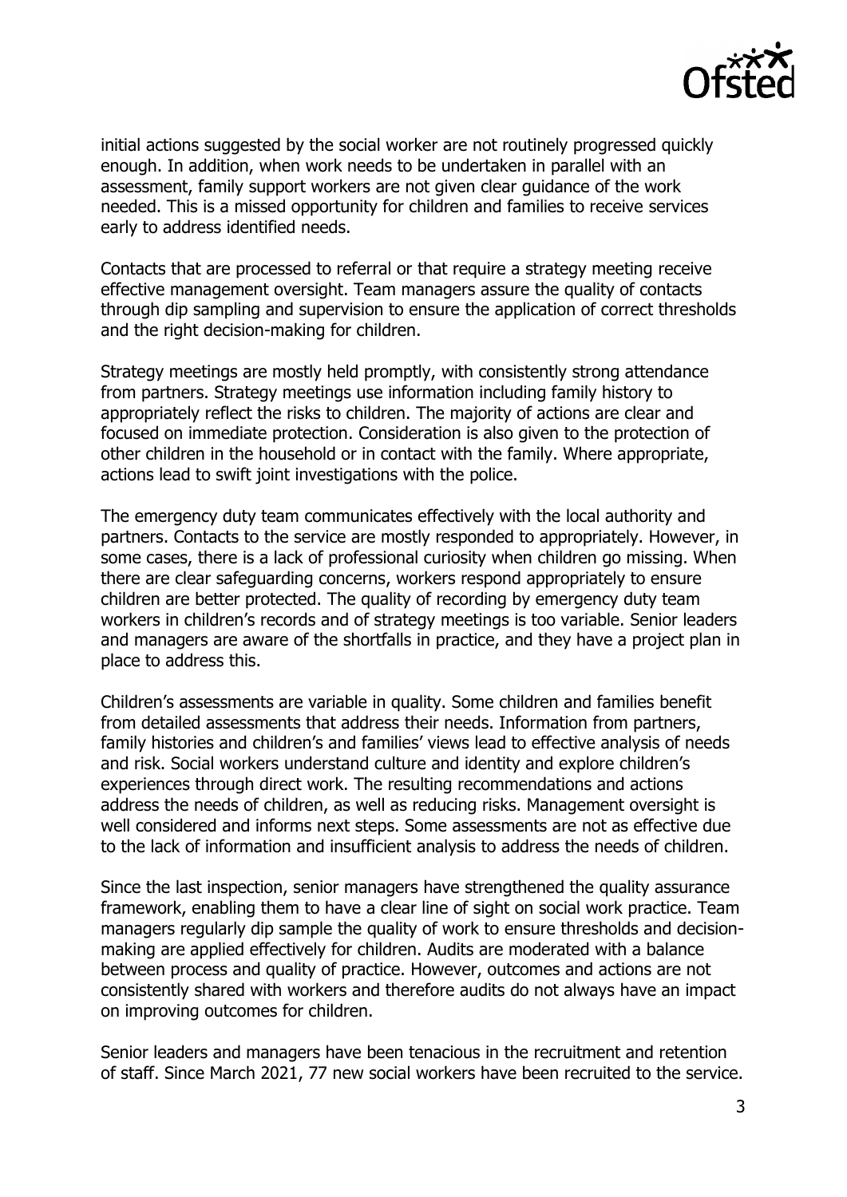initial actions suggested by the social worker are not routinely progressed quickly enough. In addition, when work needs to be undertaken in parallel with an assessment, family support workers are not given clear guidance of the work needed. This is a missed opportunity for children and families to receive services early to address identified needs.

Contacts that are processed to referral or that require a strategy meeting receive effective management oversight. Team managers assure the quality of contacts through dip sampling and supervision to ensure the application of correct thresholds and the right decision-making for children.

Strategy meetings are mostly held promptly, with consistently strong attendance from partners. Strategy meetings use information including family history to appropriately reflect the risks to children. The majority of actions are clear and focused on immediate protection. Consideration is also given to the protection of other children in the household or in contact with the family. Where appropriate, actions lead to swift joint investigations with the police.

The emergency duty team communicates effectively with the local authority and partners. Contacts to the service are mostly responded to appropriately. However, in some cases, there is a lack of professional curiosity when children go missing. When there are clear safeguarding concerns, workers respond appropriately to ensure children are better protected. The quality of recording by emergency duty team workers in children's records and of strategy meetings is too variable. Senior leaders and managers are aware of the shortfalls in practice, and they have a project plan in place to address this.

Children's assessments are variable in quality. Some children and families benefit from detailed assessments that address their needs. Information from partners, family histories and children's and families' views lead to effective analysis of needs and risk. Social workers understand culture and identity and explore children's experiences through direct work. The resulting recommendations and actions address the needs of children, as well as reducing risks. Management oversight is well considered and informs next steps. Some assessments are not as effective due to the lack of information and insufficient analysis to address the needs of children.

Since the last inspection, senior managers have strengthened the quality assurance framework, enabling them to have a clear line of sight on social work practice. Team managers regularly dip sample the quality of work to ensure thresholds and decision-making are applied effectively for children. Audits are moderated with a balance between process and quality of practice. However, outcomes and actions are not consistently shared with workers and therefore audits do not always have an impact on improving outcomes for children.

Senior leaders and managers have been tenacious in the recruitment and retention of staff. Since March 2021, 77 new social workers have been recruited to the service.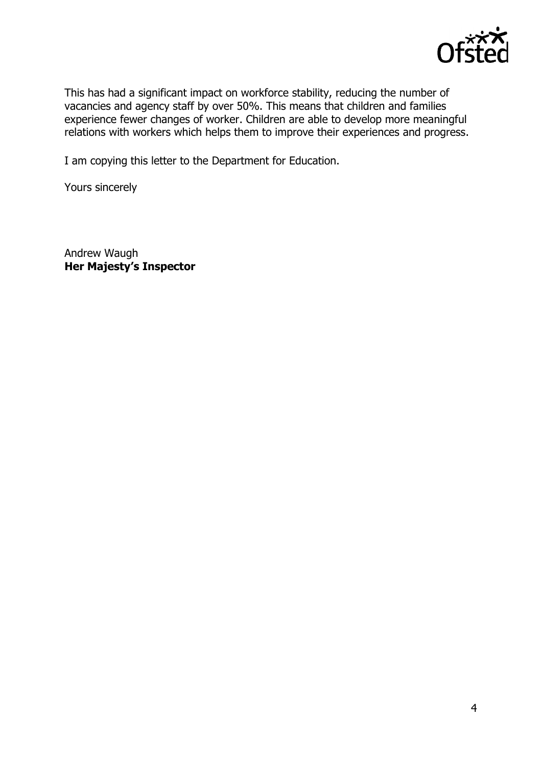This has had a significant impact on workforce stability, reducing the number of vacancies and agency staff by over 50%. This means that children and families experience fewer changes of worker. Children are able to develop more meaningful relations with workers which helps them to improve their experiences and progress.

I am copying this letter to the Department for Education.

Yours sincerely

Andrew Waugh
**Her Majesty's Inspector**